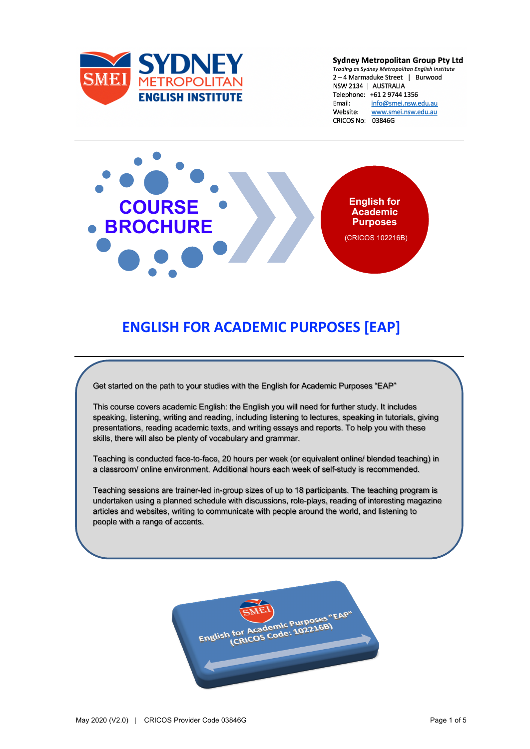**Sydney Metropolitan Group Pty Ltd**
*Trading as Sydney Metropolitan English Institute*
2 – 4 Marmaduke Street | Burwood
NSW 2134 | AUSTRALIA
Telephone: +61 2 9744 1356
Email: info@smei.nsw.edu.au
Website: www.smei.nsw.edu.au
CRICOS No: 03846G

**COURSE BROCHURE**

**English for Academic Purposes**
(CRICOS 102216B)

# ENGLISH FOR ACADEMIC PURPOSES [EAP]

Get started on the path to your studies with the English for Academic Purposes "EAP"

This course covers academic English: the English you will need for further study. It includes speaking, listening, writing and reading, including listening to lectures, speaking in tutorials, giving presentations, reading academic texts, and writing essays and reports. To help you with these skills, there will also be plenty of vocabulary and grammar.

Teaching is conducted face-to-face, 20 hours per week (or equivalent online/ blended teaching) in a classroom/ online environment. Additional hours each week of self-study is recommended.

Teaching sessions are trainer-led in-group sizes of up to 18 participants. The teaching program is undertaken using a planned schedule with discussions, role-plays, reading of interesting magazine articles and websites, writing to communicate with people around the world, and listening to people with a range of accents.

English for Academic Purposes "EAP"
(CRICOS Code: 102216B)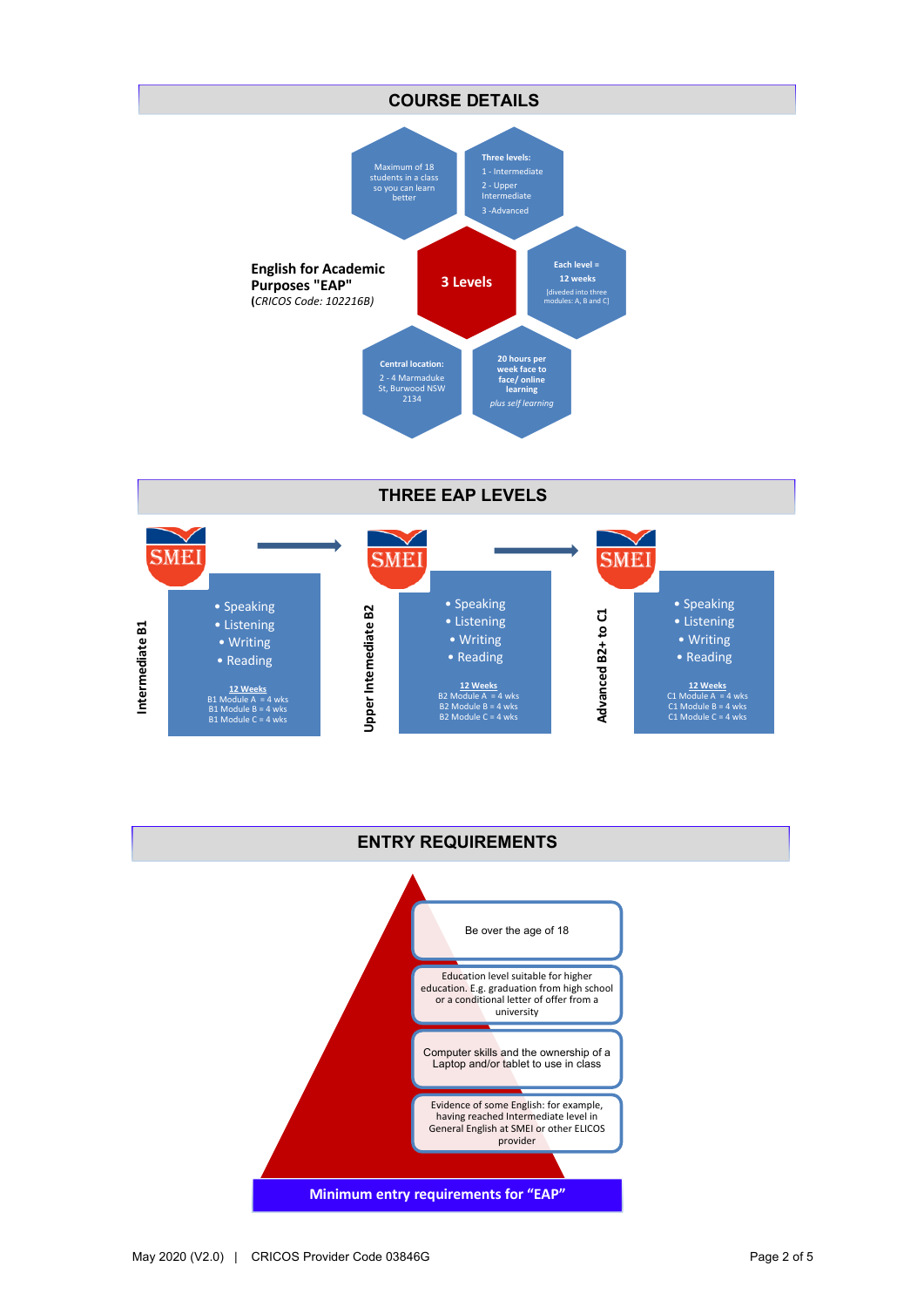## COURSE DETAILS

**English for Academic Purposes "EAP"**
(*CRICOS Code: 102216B*)

**3 Levels**

Maximum of 18 students in a class so you can learn better

**Three levels:**
1 - Intermediate
2 - Upper Intermediate
3 -Advanced

**Each level = 12 weeks**
[diveded into three modules: A, B and C]

**20 hours per week face to face/ online learning**
*plus self learning*

**Central location:**
2 - 4 Marmaduke St, Burwood NSW 2134

## THREE EAP LEVELS

**Intermediate B1**

- Speaking
- Listening
- Writing
- Reading

**12 Weeks**
B1 Module A = 4 wks
B1 Module B = 4 wks
B1 Module C = 4 wks

**Upper Intemediate B2**

- Speaking
- Listening
- Writing
- Reading

**12 Weeks**
B2 Module A = 4 wks
B2 Module B = 4 wks
B2 Module C = 4 wks

**Advanced B2+ to C1**

- Speaking
- Listening
- Writing
- Reading

**12 Weeks**
C1 Module A = 4 wks
C1 Module B = 4 wks
C1 Module C = 4 wks

## ENTRY REQUIREMENTS

- Be over the age of 18
- Education level suitable for higher education. E.g. graduation from high school or a conditional letter of offer from a university
- Computer skills and the ownership of a Laptop and/or tablet to use in class
- Evidence of some English: for example, having reached Intermediate level in General English at SMEI or other ELICOS provider

**Minimum entry requirements for "EAP"**

May 2020 (V2.0) | CRICOS Provider Code 03846G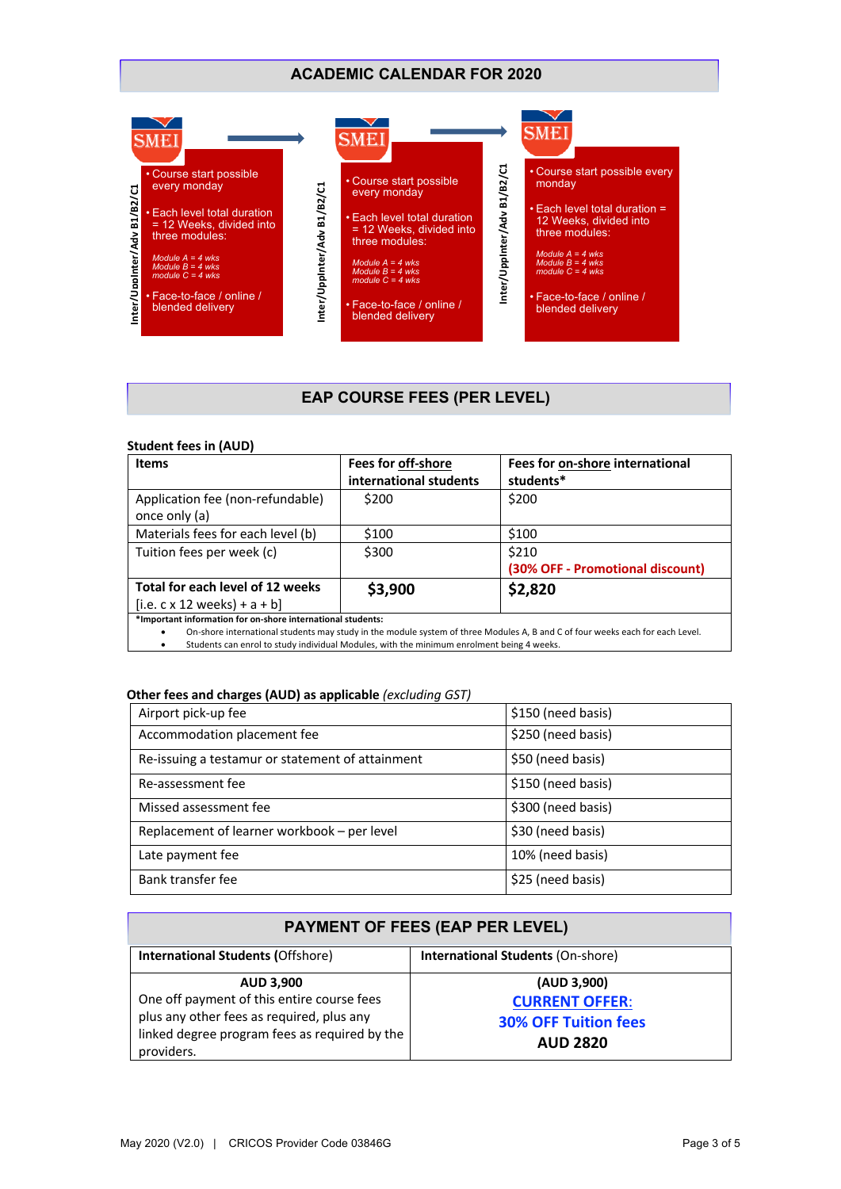## ACADEMIC CALENDAR FOR 2020

**SMEI** — Inter/UppInter/Adv B1/B2/C1

- Course start possible every monday
- Each level total duration = 12 Weeks, divided into three modules:

  *Module A = 4 wks*
  *Module B = 4 wks*
  *module C = 4 wks*
- Face-to-face / online / blended delivery

**SMEI** — Inter/UppInter/Adv B1/B2/C1

- Course start possible every monday
- Each level total duration = 12 Weeks, divided into three modules:

  *Module A = 4 wks*
  *Module B = 4 wks*
  *module C = 4 wks*
- Face-to-face / online / blended delivery

**SMEI** — Inter/UppInter/Adv B1/B2/C1

- Course start possible every monday
- Each level total duration = 12 Weeks, divided into three modules:

  *Module A = 4 wks*
  *Module B = 4 wks*
  *module C = 4 wks*
- Face-to-face / online / blended delivery

## EAP COURSE FEES (PER LEVEL)

**Student fees in (AUD)**

| **Items** | **Fees for off-shore international students** | **Fees for on-shore international students*** |
|---|---|---|
| Application fee (non-refundable) once only (a) | $200 | $200 |
| Materials fees for each level (b) | $100 | $100 |
| Tuition fees per week (c) | $300 | $210 **(30% OFF - Promotional discount)** |
| **Total for each level of 12 weeks** [i.e. c x 12 weeks) + a + b] | **$3,900** | **$2,820** |

***Important information for on-shore international students:**

- On-shore international students may study in the module system of three Modules A, B and C of four weeks each for each Level.
- Students can enrol to study individual Modules, with the minimum enrolment being 4 weeks.

**Other fees and charges (AUD) as applicable** *(excluding GST)*

| Item | Fee |
|---|---|
| Airport pick-up fee | $150 (need basis) |
| Accommodation placement fee | $250 (need basis) |
| Re-issuing a testamur or statement of attainment | $50 (need basis) |
| Re-assessment fee | $150 (need basis) |
| Missed assessment fee | $300 (need basis) |
| Replacement of learner workbook – per level | $30 (need basis) |
| Late payment fee | 10% (need basis) |
| Bank transfer fee | $25 (need basis) |

## PAYMENT OF FEES (EAP PER LEVEL)

| **International Students** (Offshore) | **International Students** (On-shore) |
|---|---|
| **AUD 3,900** One off payment of this entire course fees plus any other fees as required, plus any linked degree program fees as required by the providers. | **(AUD 3,900)** **CURRENT OFFER:** **30% OFF Tuition fees** **AUD 2820** |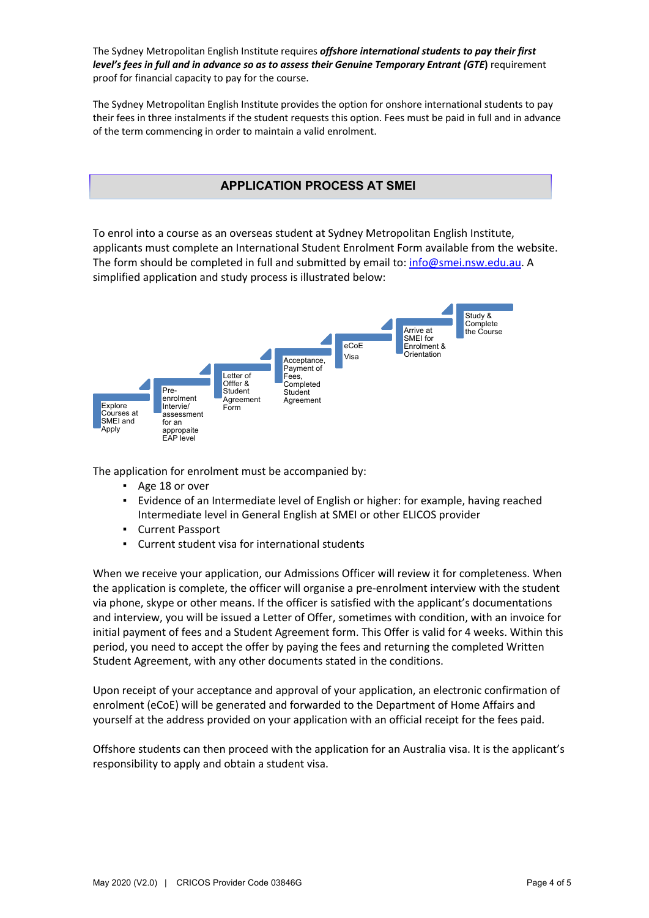The Sydney Metropolitan English Institute requires ***offshore international students to pay their first level's fees in full and in advance so as to assess their Genuine Temporary Entrant (GTE)*** requirement proof for financial capacity to pay for the course.

The Sydney Metropolitan English Institute provides the option for onshore international students to pay their fees in three instalments if the student requests this option. Fees must be paid in full and in advance of the term commencing in order to maintain a valid enrolment.

## APPLICATION PROCESS AT SMEI

To enrol into a course as an overseas student at Sydney Metropolitan English Institute, applicants must complete an International Student Enrolment Form available from the website. The form should be completed in full and submitted by email to: info@smei.nsw.edu.au. A simplified application and study process is illustrated below:

1. Explore Courses at SMEI and Apply
2. Pre-enrolment Intervie/ assessment for an appropaite EAP level
3. Letter of Offfer & Student Agreement Form
4. Acceptance, Payment of Fees, Completed Student Agreement
5. eCoE Visa
6. Arrive at SMEI for Enrolment & Orientation
7. Study & Complete the Course

The application for enrolment must be accompanied by:

- Age 18 or over
- Evidence of an Intermediate level of English or higher: for example, having reached Intermediate level in General English at SMEI or other ELICOS provider
- Current Passport
- Current student visa for international students

When we receive your application, our Admissions Officer will review it for completeness. When the application is complete, the officer will organise a pre-enrolment interview with the student via phone, skype or other means. If the officer is satisfied with the applicant's documentations and interview, you will be issued a Letter of Offer, sometimes with condition, with an invoice for initial payment of fees and a Student Agreement form. This Offer is valid for 4 weeks. Within this period, you need to accept the offer by paying the fees and returning the completed Written Student Agreement, with any other documents stated in the conditions.

Upon receipt of your acceptance and approval of your application, an electronic confirmation of enrolment (eCoE) will be generated and forwarded to the Department of Home Affairs and yourself at the address provided on your application with an official receipt for the fees paid.

Offshore students can then proceed with the application for an Australia visa. It is the applicant's responsibility to apply and obtain a student visa.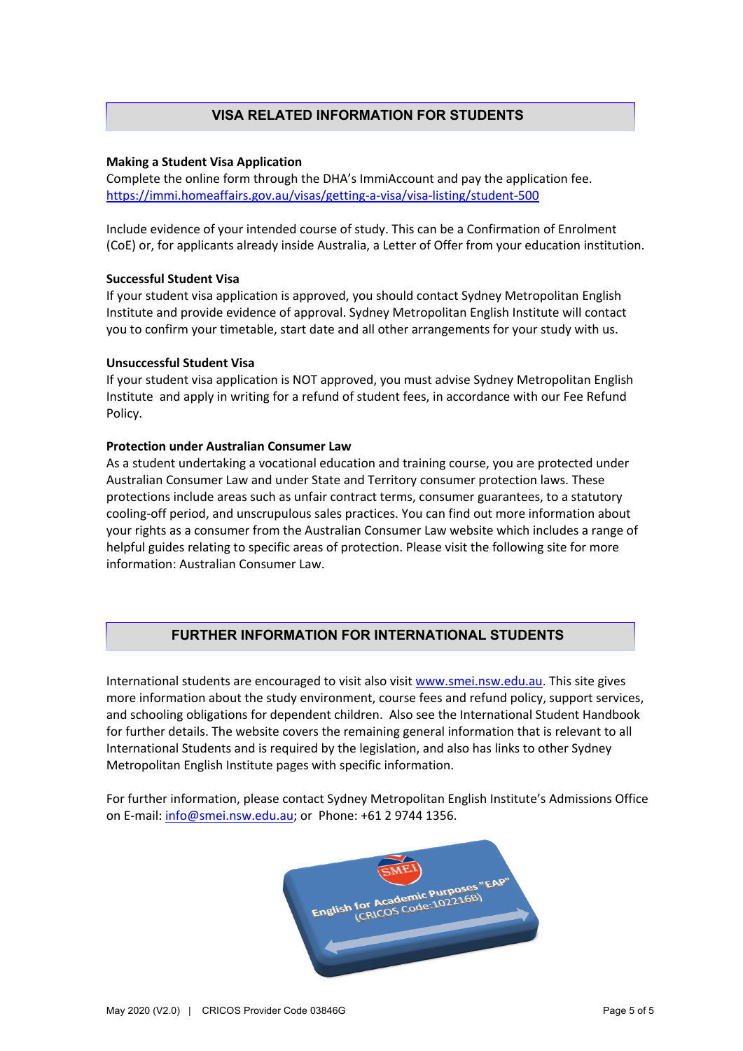## VISA RELATED INFORMATION FOR STUDENTS

**Making a Student Visa Application**

Complete the online form through the DHA's ImmiAccount and pay the application fee.
https://immi.homeaffairs.gov.au/visas/getting-a-visa/visa-listing/student-500

Include evidence of your intended course of study. This can be a Confirmation of Enrolment (CoE) or, for applicants already inside Australia, a Letter of Offer from your education institution.

**Successful Student Visa**

If your student visa application is approved, you should contact Sydney Metropolitan English Institute and provide evidence of approval. Sydney Metropolitan English Institute will contact you to confirm your timetable, start date and all other arrangements for your study with us.

**Unsuccessful Student Visa**

If your student visa application is NOT approved, you must advise Sydney Metropolitan English Institute and apply in writing for a refund of student fees, in accordance with our Fee Refund Policy.

**Protection under Australian Consumer Law**

As a student undertaking a vocational education and training course, you are protected under Australian Consumer Law and under State and Territory consumer protection laws. These protections include areas such as unfair contract terms, consumer guarantees, to a statutory cooling-off period, and unscrupulous sales practices. You can find out more information about your rights as a consumer from the Australian Consumer Law website which includes a range of helpful guides relating to specific areas of protection. Please visit the following site for more information: Australian Consumer Law.

## FURTHER INFORMATION FOR INTERNATIONAL STUDENTS

International students are encouraged to visit also visit www.smei.nsw.edu.au. This site gives more information about the study environment, course fees and refund policy, support services, and schooling obligations for dependent children. Also see the International Student Handbook for further details. The website covers the remaining general information that is relevant to all International Students and is required by the legislation, and also has links to other Sydney Metropolitan English Institute pages with specific information.

For further information, please contact Sydney Metropolitan English Institute's Admissions Office on E-mail: info@smei.nsw.edu.au; or Phone: +61 2 9744 1356.

SMEI
English for Academic Purposes "EAP"
(CRICOS Code:102216B)

May 2020 (V2.0) | CRICOS Provider Code 03846G